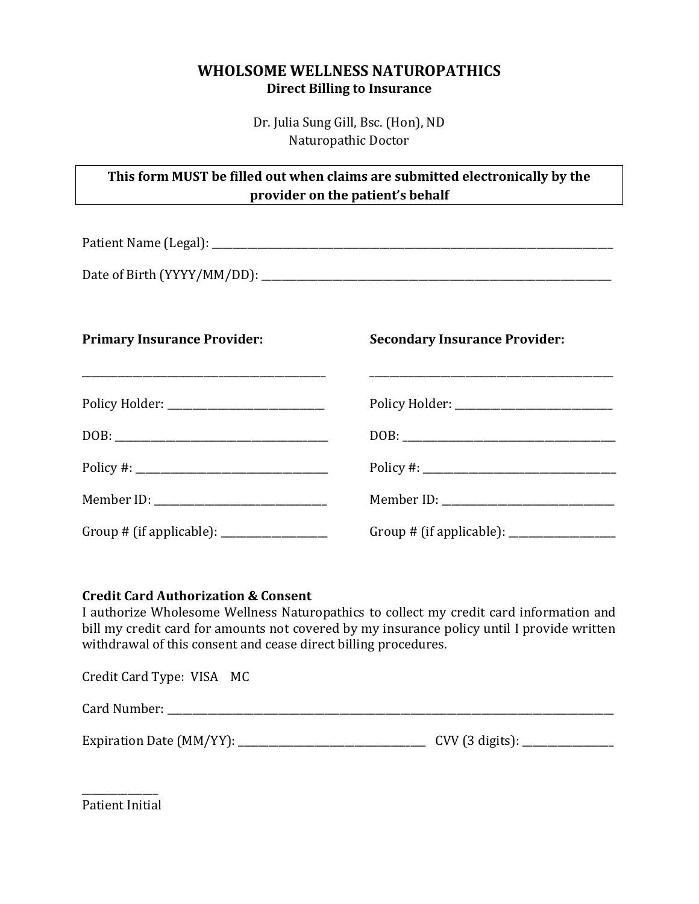# WHOLSOME WELLNESS NATUROPATHICS

**Direct Billing to Insurance**

Dr. Julia Sung Gill, Bsc. (Hon), ND
Naturopathic Doctor

**This form MUST be filled out when claims are submitted electronically by the provider on the patient's behalf**

Patient Name (Legal): ______________________________________________

Date of Birth (YYYY/MM/DD): ______________________________________________

| **Primary Insurance Provider:** | **Secondary Insurance Provider:** |
| --- | --- |
| ______________________________ | ______________________________ |
| Policy Holder: ____________________ | Policy Holder: ____________________ |
| DOB: ____________________ | DOB: ____________________ |
| Policy #: ____________________ | Policy #: ____________________ |
| Member ID: ____________________ | Member ID: ____________________ |
| Group # (if applicable): ____________ | Group # (if applicable): ____________ |

**Credit Card Authorization & Consent**

I authorize Wholesome Wellness Naturopathics to collect my credit card information and bill my credit card for amounts not covered by my insurance policy until I provide written withdrawal of this consent and cease direct billing procedures.

Credit Card Type: VISA MC

Card Number: ______________________________________________

Expiration Date (MM/YY): ______________________ CVV (3 digits): ____________

__________
Patient Initial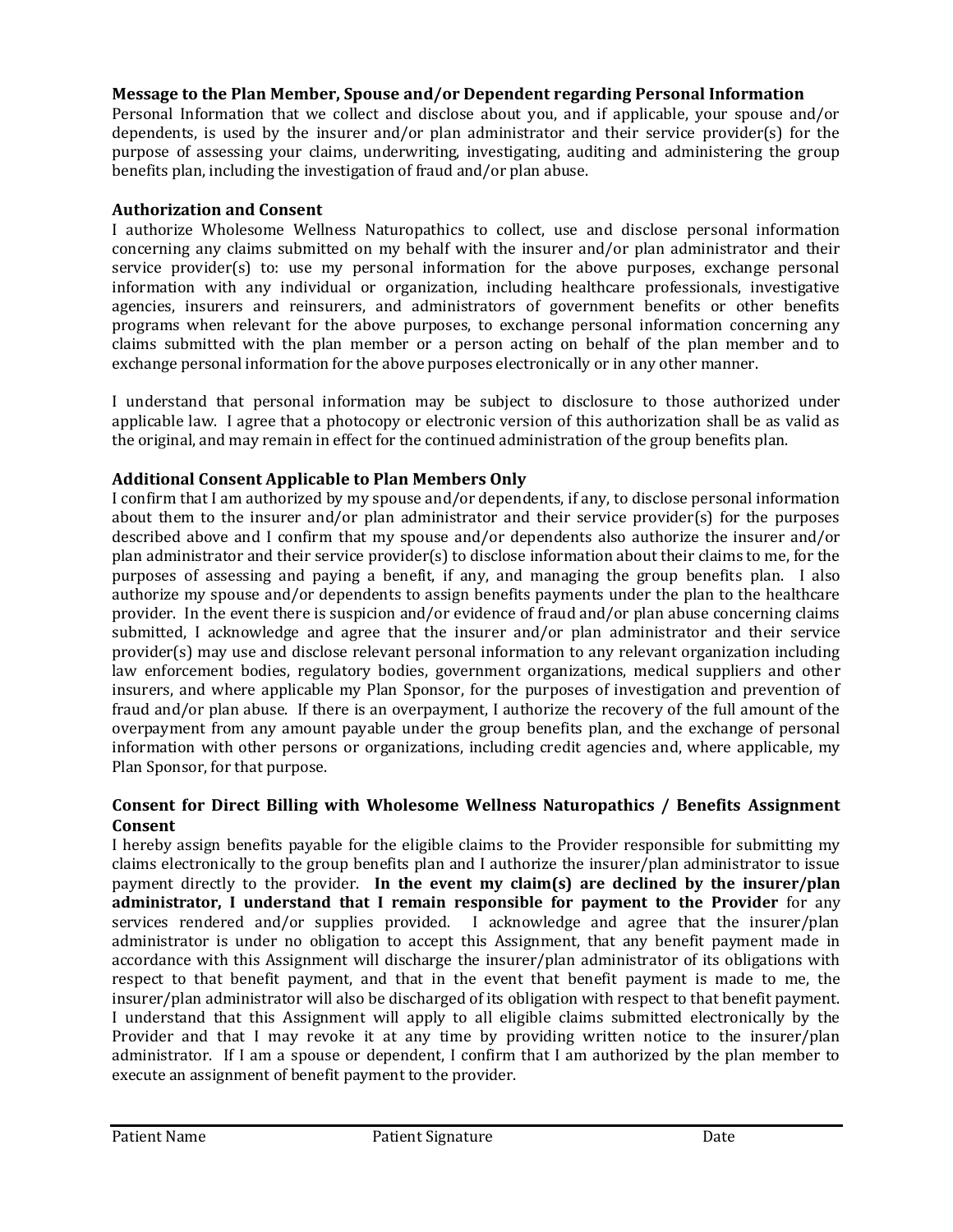**Message to the Plan Member, Spouse and/or Dependent regarding Personal Information**

Personal Information that we collect and disclose about you, and if applicable, your spouse and/or dependents, is used by the insurer and/or plan administrator and their service provider(s) for the purpose of assessing your claims, underwriting, investigating, auditing and administering the group benefits plan, including the investigation of fraud and/or plan abuse.

**Authorization and Consent**

I authorize Wholesome Wellness Naturopathics to collect, use and disclose personal information concerning any claims submitted on my behalf with the insurer and/or plan administrator and their service provider(s) to: use my personal information for the above purposes, exchange personal information with any individual or organization, including healthcare professionals, investigative agencies, insurers and reinsurers, and administrators of government benefits or other benefits programs when relevant for the above purposes, to exchange personal information concerning any claims submitted with the plan member or a person acting on behalf of the plan member and to exchange personal information for the above purposes electronically or in any other manner.

I understand that personal information may be subject to disclosure to those authorized under applicable law. I agree that a photocopy or electronic version of this authorization shall be as valid as the original, and may remain in effect for the continued administration of the group benefits plan.

**Additional Consent Applicable to Plan Members Only**

I confirm that I am authorized by my spouse and/or dependents, if any, to disclose personal information about them to the insurer and/or plan administrator and their service provider(s) for the purposes described above and I confirm that my spouse and/or dependents also authorize the insurer and/or plan administrator and their service provider(s) to disclose information about their claims to me, for the purposes of assessing and paying a benefit, if any, and managing the group benefits plan. I also authorize my spouse and/or dependents to assign benefits payments under the plan to the healthcare provider. In the event there is suspicion and/or evidence of fraud and/or plan abuse concerning claims submitted, I acknowledge and agree that the insurer and/or plan administrator and their service provider(s) may use and disclose relevant personal information to any relevant organization including law enforcement bodies, regulatory bodies, government organizations, medical suppliers and other insurers, and where applicable my Plan Sponsor, for the purposes of investigation and prevention of fraud and/or plan abuse. If there is an overpayment, I authorize the recovery of the full amount of the overpayment from any amount payable under the group benefits plan, and the exchange of personal information with other persons or organizations, including credit agencies and, where applicable, my Plan Sponsor, for that purpose.

**Consent for Direct Billing with Wholesome Wellness Naturopathics / Benefits Assignment Consent**

I hereby assign benefits payable for the eligible claims to the Provider responsible for submitting my claims electronically to the group benefits plan and I authorize the insurer/plan administrator to issue payment directly to the provider. **In the event my claim(s) are declined by the insurer/plan administrator, I understand that I remain responsible for payment to the Provider** for any services rendered and/or supplies provided. I acknowledge and agree that the insurer/plan administrator is under no obligation to accept this Assignment, that any benefit payment made in accordance with this Assignment will discharge the insurer/plan administrator of its obligations with respect to that benefit payment, and that in the event that benefit payment is made to me, the insurer/plan administrator will also be discharged of its obligation with respect to that benefit payment. I understand that this Assignment will apply to all eligible claims submitted electronically by the Provider and that I may revoke it at any time by providing written notice to the insurer/plan administrator. If I am a spouse or dependent, I confirm that I am authorized by the plan member to execute an assignment of benefit payment to the provider.

Patient Name Patient Signature Date